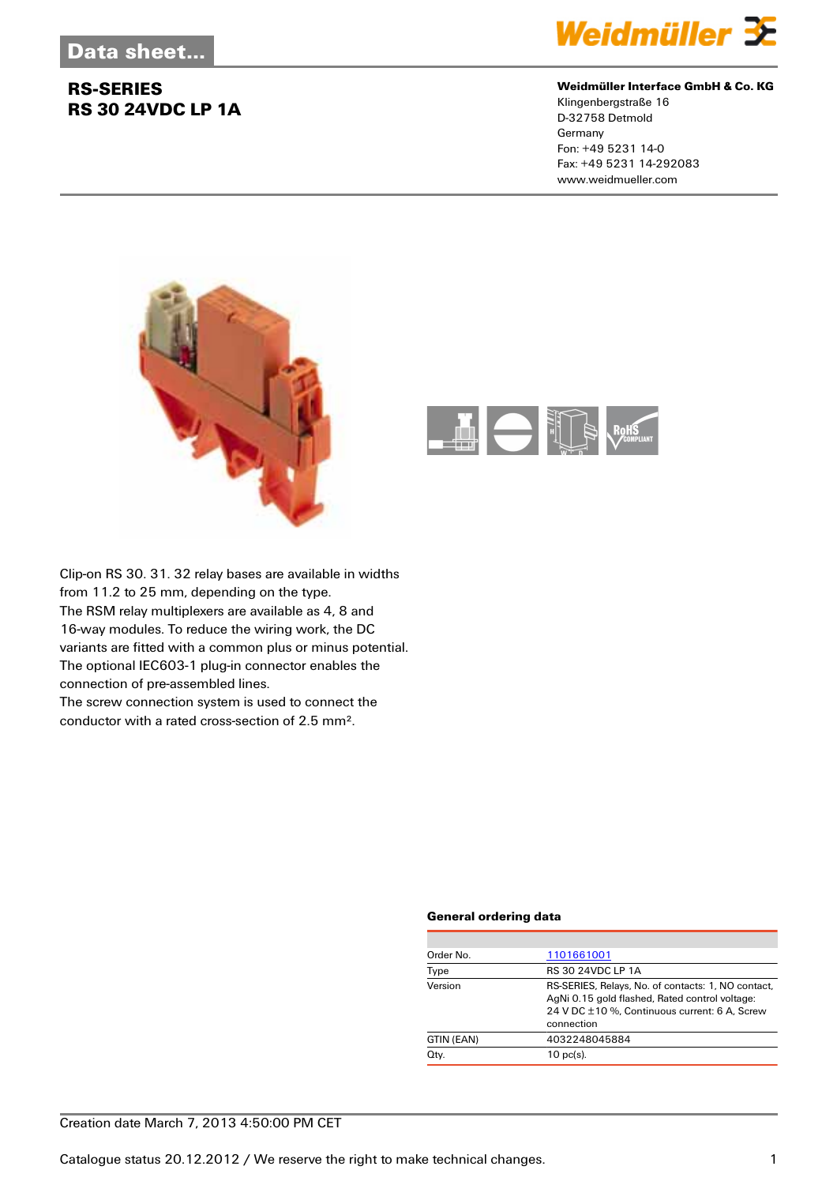Data sheet...

# RS-SERIES
## RS 30 24VDC LP 1A

**Weidmüller Interface GmbH & Co. KG**
Klingenbergstraße 16
D-32758 Detmold
Germany
Fon: +49 5231 14-0
Fax: +49 5231 14-292083
www.weidmueller.com

Clip-on RS 30. 31. 32 relay bases are available in widths from 11.2 to 25 mm, depending on the type.
The RSM relay multiplexers are available as 4, 8 and 16-way modules. To reduce the wiring work, the DC variants are fitted with a common plus or minus potential.
The optional IEC603-1 plug-in connector enables the connection of pre-assembled lines.
The screw connection system is used to connect the conductor with a rated cross-section of 2.5 mm².

### General ordering data

| | |
|---|---|
| Order No. | 1101661001 |
| Type | RS 30 24VDC LP 1A |
| Version | RS-SERIES, Relays, No. of contacts: 1, NO contact, AgNi 0.15 gold flashed, Rated control voltage: 24 V DC ±10 %, Continuous current: 6 A, Screw connection |
| GTIN (EAN) | 4032248045884 |
| Qty. | 10 pc(s). |

Creation date March 7, 2013 4:50:00 PM CET

Catalogue status 20.12.2012 / We reserve the right to make technical changes.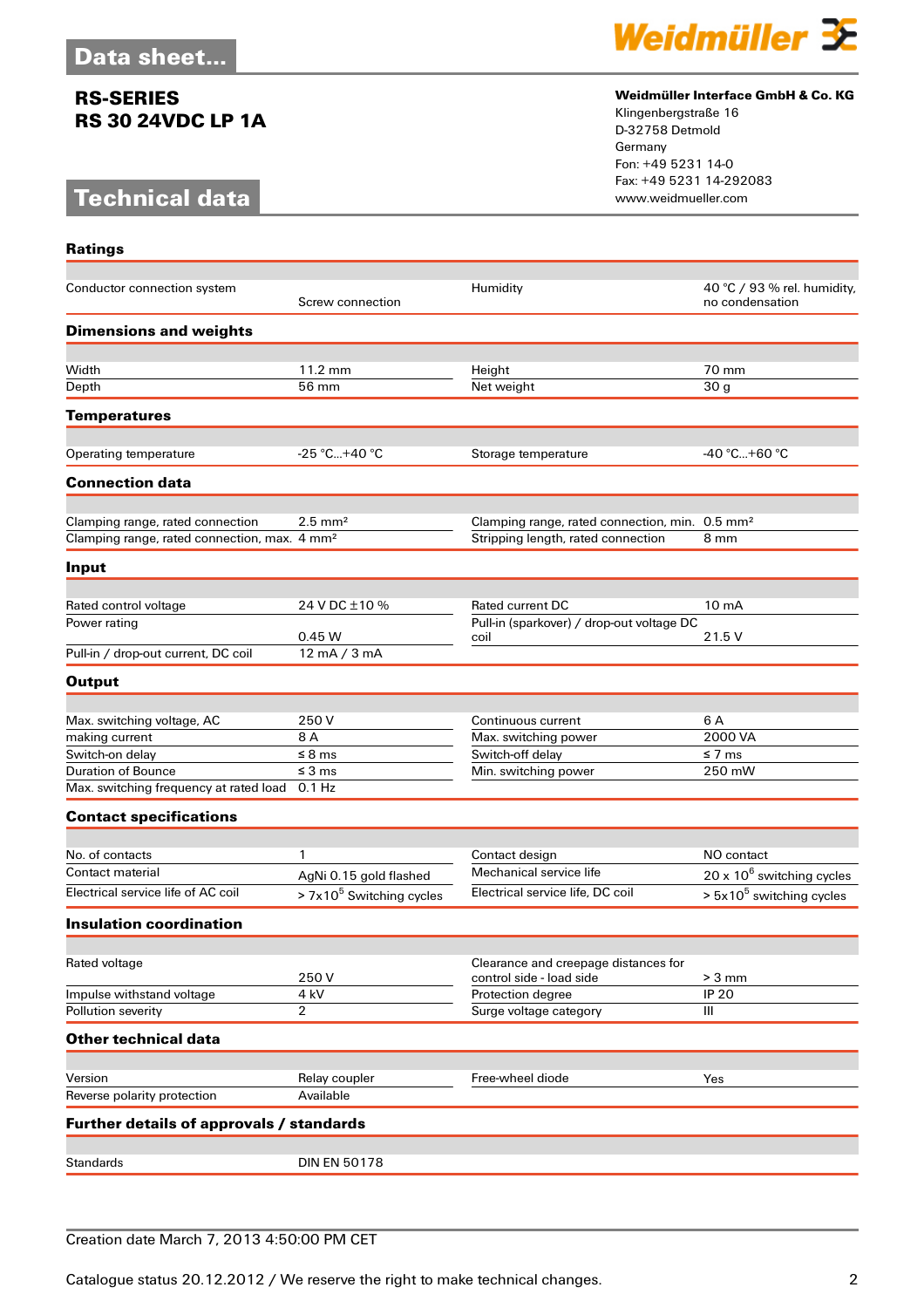# Data sheet...

**RS-SERIES**
**RS 30 24VDC LP 1A**

**Weidmüller Interface GmbH & Co. KG**
Klingenbergstraße 16
D-32758 Detmold
Germany
Fon: +49 5231 14-0
Fax: +49 5231 14-292083
www.weidmueller.com

## Technical data

### Ratings

| | | | |
|---|---|---|---|
| Conductor connection system | Screw connection | Humidity | 40 °C / 93 % rel. humidity, no condensation |

### Dimensions and weights

| | | | |
|---|---|---|---|
| Width | 11.2 mm | Height | 70 mm |
| Depth | 56 mm | Net weight | 30 g |

### Temperatures

| | | | |
|---|---|---|---|
| Operating temperature | -25 °C...+40 °C | Storage temperature | -40 °C...+60 °C |

### Connection data

| | | | |
|---|---|---|---|
| Clamping range, rated connection | 2.5 mm² | Clamping range, rated connection, min. | 0.5 mm² |
| Clamping range, rated connection, max. | 4 mm² | Stripping length, rated connection | 8 mm |

### Input

| | | | |
|---|---|---|---|
| Rated control voltage | 24 V DC ±10 % | Rated current DC | 10 mA |
| Power rating | 0.45 W | Pull-in (sparkover) / drop-out voltage DC coil | 21.5 V |
| Pull-in / drop-out current, DC coil | 12 mA / 3 mA | | |

### Output

| | | | |
|---|---|---|---|
| Max. switching voltage, AC | 250 V | Continuous current | 6 A |
| making current | 8 A | Max. switching power | 2000 VA |
| Switch-on delay | ≤ 8 ms | Switch-off delay | ≤ 7 ms |
| Duration of Bounce | ≤ 3 ms | Min. switching power | 250 mW |
| Max. switching frequency at rated load | 0.1 Hz | | |

### Contact specifications

| | | | |
|---|---|---|---|
| No. of contacts | 1 | Contact design | NO contact |
| Contact material | AgNi 0.15 gold flashed | Mechanical service life | 20 x $10^6$ switching cycles |
| Electrical service life of AC coil | > 7x$10^5$ Switching cycles | Electrical service life, DC coil | > 5x$10^5$ switching cycles |

### Insulation coordination

| | | | |
|---|---|---|---|
| Rated voltage | 250 V | Clearance and creepage distances for control side - load side | > 3 mm |
| Impulse withstand voltage | 4 kV | Protection degree | IP 20 |
| Pollution severity | 2 | Surge voltage category | III |

### Other technical data

| | | | |
|---|---|---|---|
| Version | Relay coupler | Free-wheel diode | Yes |
| Reverse polarity protection | Available | | |

### Further details of approvals / standards

| | |
|---|---|
| Standards | DIN EN 50178 |

Creation date March 7, 2013 4:50:00 PM CET

Catalogue status 20.12.2012 / We reserve the right to make technical changes.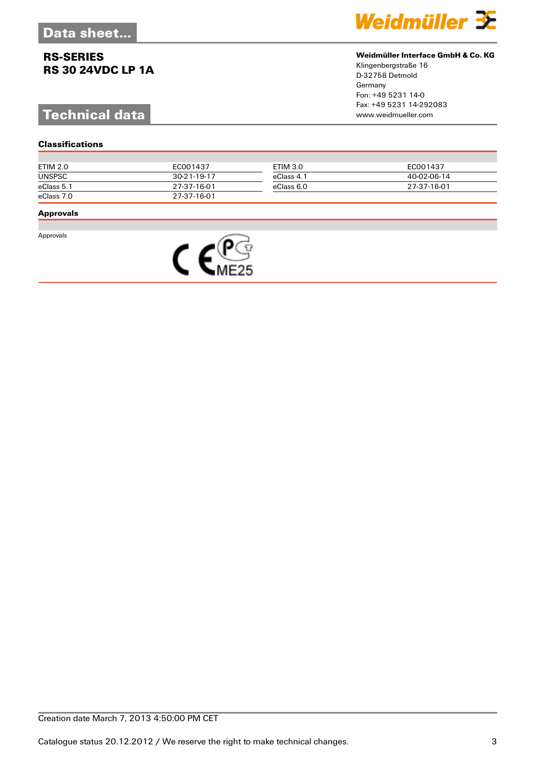# Data sheet...

## RS-SERIES
## RS 30 24VDC LP 1A

**Weidmüller Interface GmbH & Co. KG**
Klingenbergstraße 16
D-32758 Detmold
Germany
Fon: +49 5231 14-0
Fax: +49 5231 14-292083
www.weidmueller.com

# Technical data

### Classifications

| | | | |
|---|---|---|---|
| ETIM 2.0 | EC001437 | ETIM 3.0 | EC001437 |
| UNSPSC | 30-21-19-17 | eClass 4.1 | 40-02-06-14 |
| eClass 5.1 | 27-37-16-01 | eClass 6.0 | 27-37-16-01 |
| eClass 7.0 | 27-37-16-01 | | |

### Approvals

Approvals

CE PCT ME25

Creation date March 7, 2013 4:50:00 PM CET

Catalogue status 20.12.2012 / We reserve the right to make technical changes.